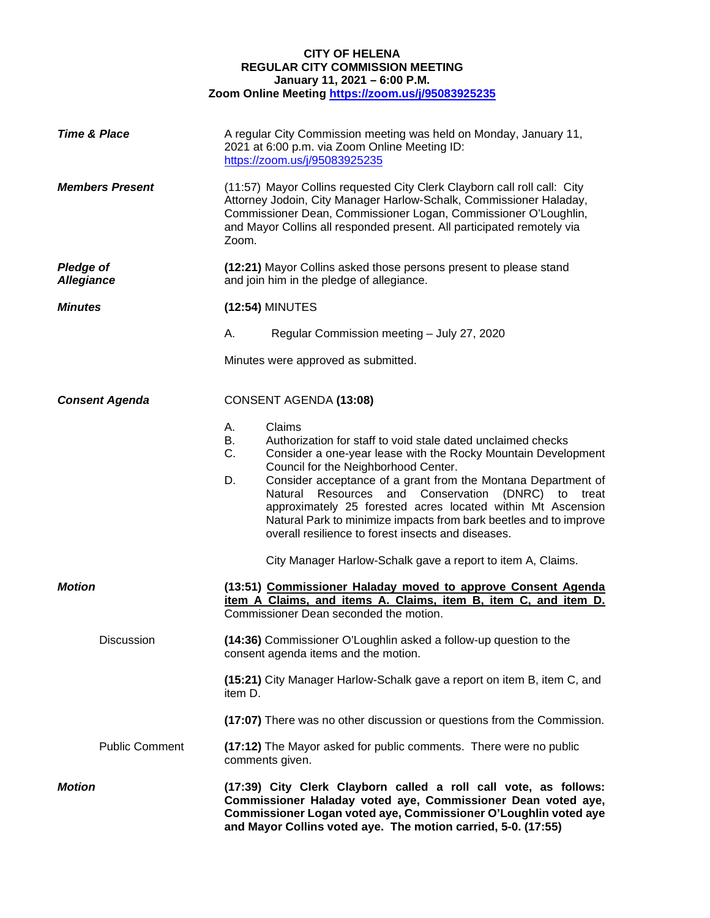**CITY OF HELENA**
**REGULAR CITY COMMISSION MEETING**
**January 11, 2021 – 6:00 P.M.**
**Zoom Online Meeting https://zoom.us/j/95083925235**

***Time & Place***

A regular City Commission meeting was held on Monday, January 11, 2021 at 6:00 p.m. via Zoom Online Meeting ID: https://zoom.us/j/95083925235

***Members Present***

(11:57) Mayor Collins requested City Clerk Clayborn call roll call: City Attorney Jodoin, City Manager Harlow-Schalk, Commissioner Haladay, Commissioner Dean, Commissioner Logan, Commissioner O'Loughlin, and Mayor Collins all responded present. All participated remotely via Zoom.

***Pledge of Allegiance***

**(12:21)** Mayor Collins asked those persons present to please stand and join him in the pledge of allegiance.

***Minutes***

**(12:54)** MINUTES

A. Regular Commission meeting – July 27, 2020

Minutes were approved as submitted.

***Consent Agenda***

CONSENT AGENDA **(13:08)**

A. Claims
B. Authorization for staff to void stale dated unclaimed checks
C. Consider a one-year lease with the Rocky Mountain Development Council for the Neighborhood Center.
D. Consider acceptance of a grant from the Montana Department of Natural Resources and Conservation (DNRC) to treat approximately 25 forested acres located within Mt Ascension Natural Park to minimize impacts from bark beetles and to improve overall resilience to forest insects and diseases.

City Manager Harlow-Schalk gave a report to item A, Claims.

***Motion***

**(13:51) <u>Commissioner Haladay moved to approve Consent Agenda item A Claims, and items A. Claims, item B, item C, and item D.</u>** Commissioner Dean seconded the motion.

Discussion

**(14:36)** Commissioner O'Loughlin asked a follow-up question to the consent agenda items and the motion.

**(15:21)** City Manager Harlow-Schalk gave a report on item B, item C, and item D.

**(17:07)** There was no other discussion or questions from the Commission.

Public Comment

**(17:12)** The Mayor asked for public comments. There were no public comments given.

***Motion***

**(17:39) City Clerk Clayborn called a roll call vote, as follows: Commissioner Haladay voted aye, Commissioner Dean voted aye, Commissioner Logan voted aye, Commissioner O'Loughlin voted aye and Mayor Collins voted aye. The motion carried, 5-0. (17:55)**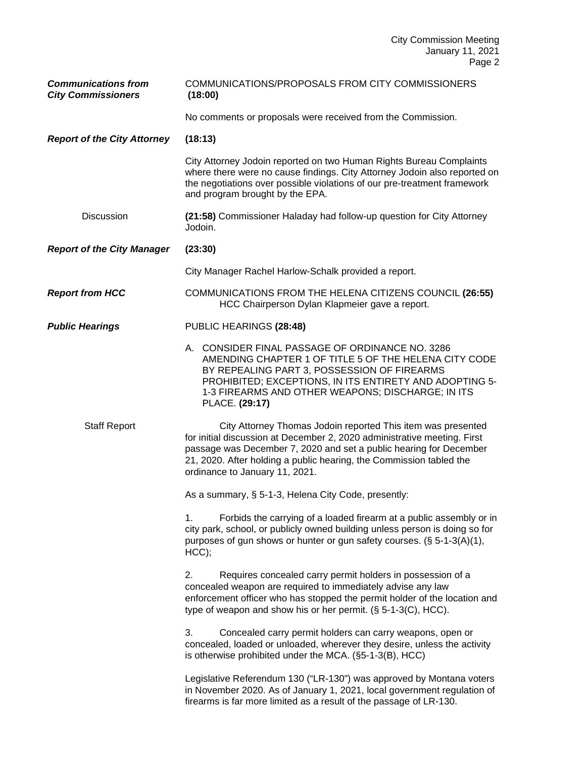***Communications from City Commissioners***

COMMUNICATIONS/PROPOSALS FROM CITY COMMISSIONERS **(18:00)**

No comments or proposals were received from the Commission.

***Report of the City Attorney*** **(18:13)**

City Attorney Jodoin reported on two Human Rights Bureau Complaints where there were no cause findings. City Attorney Jodoin also reported on the negotiations over possible violations of our pre-treatment framework and program brought by the EPA.

Discussion

**(21:58)** Commissioner Haladay had follow-up question for City Attorney Jodoin.

***Report of the City Manager*** **(23:30)**

City Manager Rachel Harlow-Schalk provided a report.

***Report from HCC***

COMMUNICATIONS FROM THE HELENA CITIZENS COUNCIL **(26:55)**
HCC Chairperson Dylan Klapmeier gave a report.

***Public Hearings***

PUBLIC HEARINGS **(28:48)**

A. CONSIDER FINAL PASSAGE OF ORDINANCE NO. 3286 AMENDING CHAPTER 1 OF TITLE 5 OF THE HELENA CITY CODE BY REPEALING PART 3, POSSESSION OF FIREARMS PROHIBITED; EXCEPTIONS, IN ITS ENTIRETY AND ADOPTING 5-1-3 FIREARMS AND OTHER WEAPONS; DISCHARGE; IN ITS PLACE. **(29:17)**

Staff Report

City Attorney Thomas Jodoin reported This item was presented for initial discussion at December 2, 2020 administrative meeting. First passage was December 7, 2020 and set a public hearing for December 21, 2020. After holding a public hearing, the Commission tabled the ordinance to January 11, 2021.

As a summary, § 5-1-3, Helena City Code, presently:

1. Forbids the carrying of a loaded firearm at a public assembly or in city park, school, or publicly owned building unless person is doing so for purposes of gun shows or hunter or gun safety courses. (§ 5-1-3(A)(1), HCC);

2. Requires concealed carry permit holders in possession of a concealed weapon are required to immediately advise any law enforcement officer who has stopped the permit holder of the location and type of weapon and show his or her permit. (§ 5-1-3(C), HCC).

3. Concealed carry permit holders can carry weapons, open or concealed, loaded or unloaded, wherever they desire, unless the activity is otherwise prohibited under the MCA. (§5-1-3(B), HCC)

Legislative Referendum 130 ("LR-130") was approved by Montana voters in November 2020. As of January 1, 2021, local government regulation of firearms is far more limited as a result of the passage of LR-130.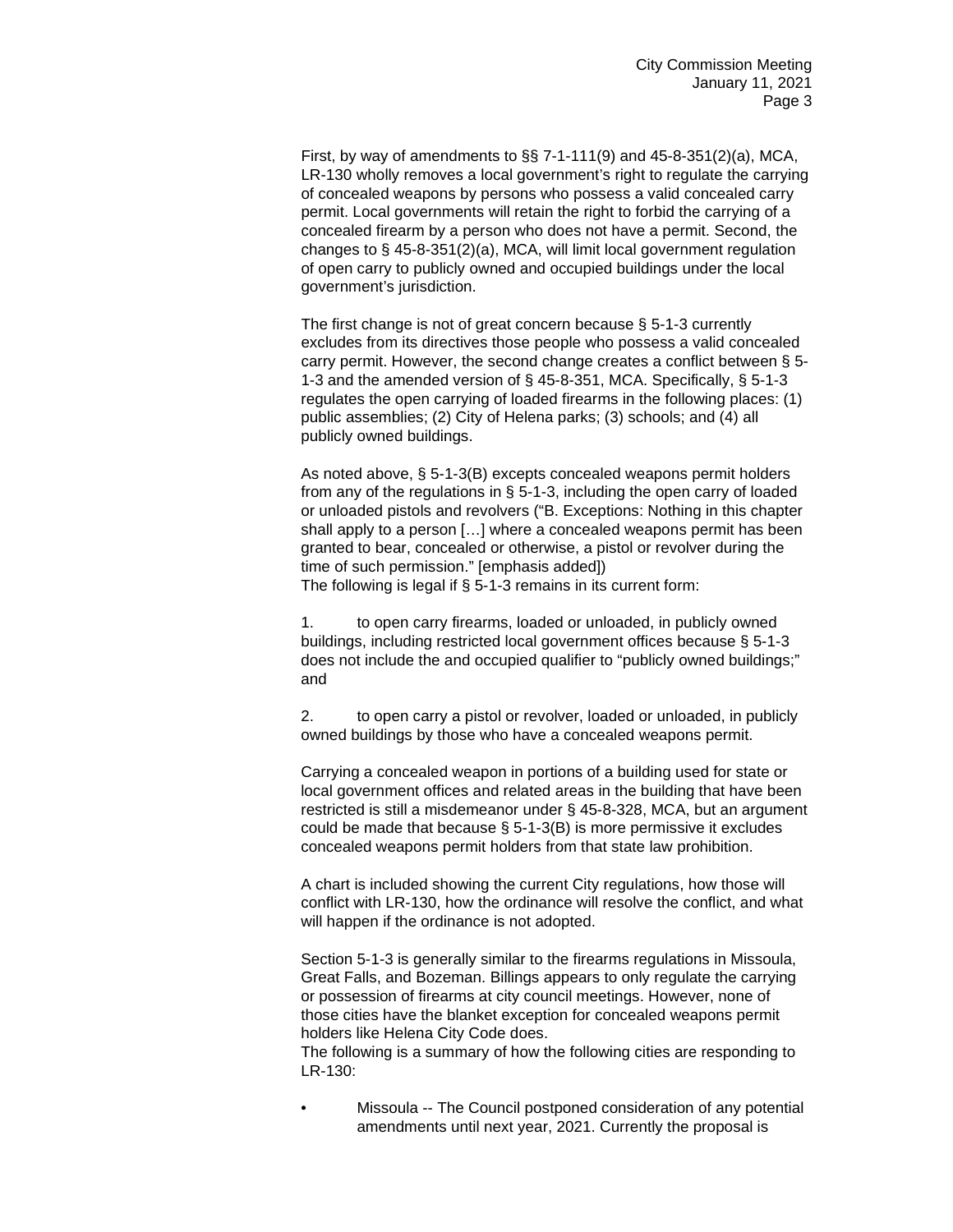First, by way of amendments to §§ 7-1-111(9) and 45-8-351(2)(a), MCA, LR-130 wholly removes a local government's right to regulate the carrying of concealed weapons by persons who possess a valid concealed carry permit. Local governments will retain the right to forbid the carrying of a concealed firearm by a person who does not have a permit. Second, the changes to § 45-8-351(2)(a), MCA, will limit local government regulation of open carry to publicly owned and occupied buildings under the local government's jurisdiction.

The first change is not of great concern because § 5-1-3 currently excludes from its directives those people who possess a valid concealed carry permit. However, the second change creates a conflict between § 5-1-3 and the amended version of § 45-8-351, MCA. Specifically, § 5-1-3 regulates the open carrying of loaded firearms in the following places: (1) public assemblies; (2) City of Helena parks; (3) schools; and (4) all publicly owned buildings.

As noted above, § 5-1-3(B) excepts concealed weapons permit holders from any of the regulations in § 5-1-3, including the open carry of loaded or unloaded pistols and revolvers ("B. Exceptions: Nothing in this chapter shall apply to a person […] where a concealed weapons permit has been granted to bear, concealed or otherwise, a pistol or revolver during the time of such permission." [emphasis added])
The following is legal if § 5-1-3 remains in its current form:

1. to open carry firearms, loaded or unloaded, in publicly owned buildings, including restricted local government offices because § 5-1-3 does not include the and occupied qualifier to "publicly owned buildings;" and

2. to open carry a pistol or revolver, loaded or unloaded, in publicly owned buildings by those who have a concealed weapons permit.

Carrying a concealed weapon in portions of a building used for state or local government offices and related areas in the building that have been restricted is still a misdemeanor under § 45-8-328, MCA, but an argument could be made that because § 5-1-3(B) is more permissive it excludes concealed weapons permit holders from that state law prohibition.

A chart is included showing the current City regulations, how those will conflict with LR-130, how the ordinance will resolve the conflict, and what will happen if the ordinance is not adopted.

Section 5-1-3 is generally similar to the firearms regulations in Missoula, Great Falls, and Bozeman. Billings appears to only regulate the carrying or possession of firearms at city council meetings. However, none of those cities have the blanket exception for concealed weapons permit holders like Helena City Code does.
The following is a summary of how the following cities are responding to LR-130:

- Missoula -- The Council postponed consideration of any potential amendments until next year, 2021. Currently the proposal is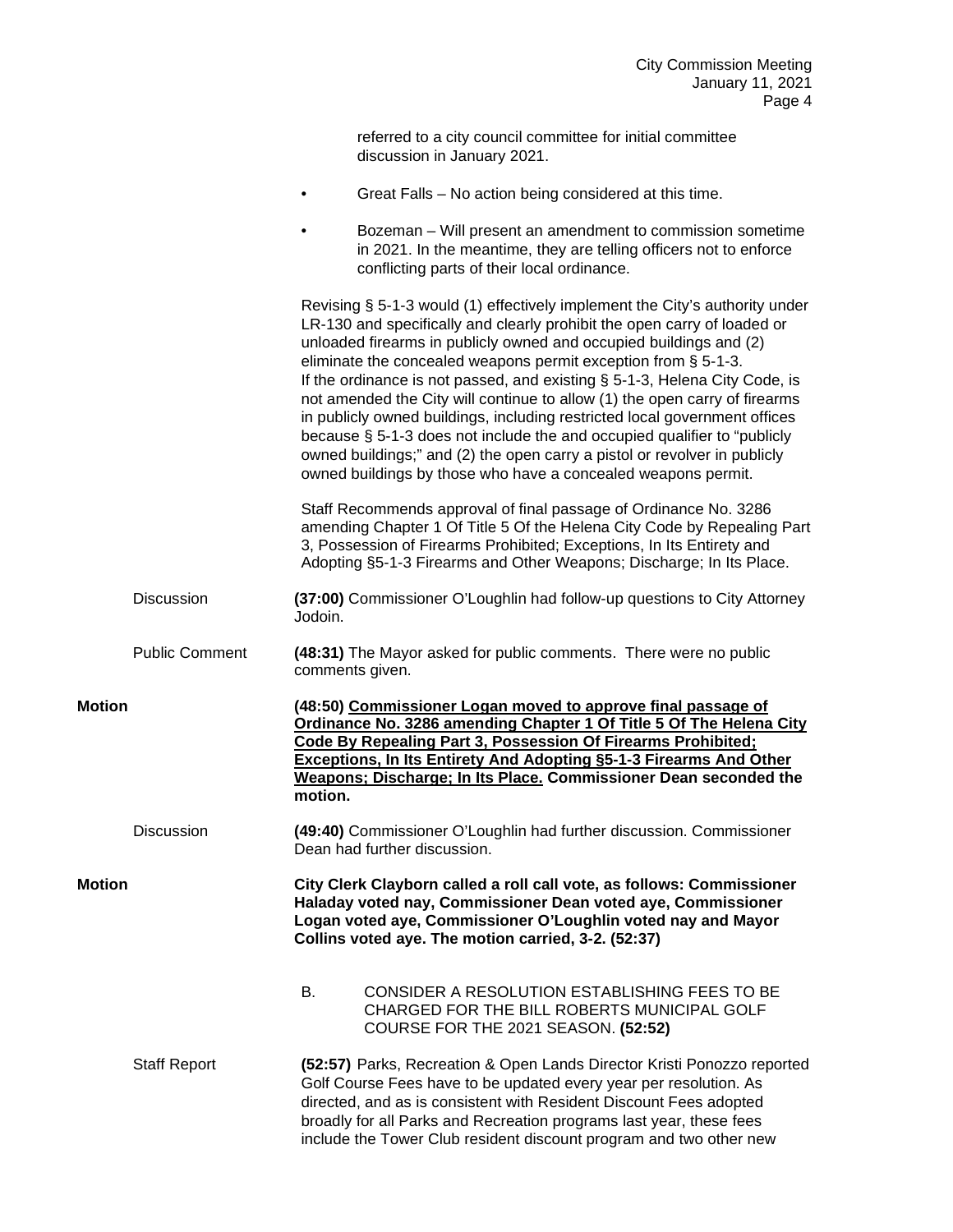referred to a city council committee for initial committee discussion in January 2021.

- Great Falls – No action being considered at this time.
- Bozeman – Will present an amendment to commission sometime in 2021. In the meantime, they are telling officers not to enforce conflicting parts of their local ordinance.

Revising § 5-1-3 would (1) effectively implement the City's authority under LR-130 and specifically and clearly prohibit the open carry of loaded or unloaded firearms in publicly owned and occupied buildings and (2) eliminate the concealed weapons permit exception from § 5-1-3. If the ordinance is not passed, and existing § 5-1-3, Helena City Code, is not amended the City will continue to allow (1) the open carry of firearms in publicly owned buildings, including restricted local government offices because § 5-1-3 does not include the and occupied qualifier to "publicly owned buildings;" and (2) the open carry a pistol or revolver in publicly owned buildings by those who have a concealed weapons permit.

Staff Recommends approval of final passage of Ordinance No. 3286 amending Chapter 1 Of Title 5 Of the Helena City Code by Repealing Part 3, Possession of Firearms Prohibited; Exceptions, In Its Entirety and Adopting §5-1-3 Firearms and Other Weapons; Discharge; In Its Place.

Discussion — **(37:00)** Commissioner O'Loughlin had follow-up questions to City Attorney Jodoin.

Public Comment — **(48:31)** The Mayor asked for public comments. There were no public comments given.

**Motion** — **(48:50) <u>Commissioner Logan moved to approve final passage of Ordinance No. 3286 amending Chapter 1 Of Title 5 Of The Helena City Code By Repealing Part 3, Possession Of Firearms Prohibited; Exceptions, In Its Entirety And Adopting §5-1-3 Firearms And Other Weapons; Discharge; In Its Place.</u> Commissioner Dean seconded the motion.**

Discussion — **(49:40)** Commissioner O'Loughlin had further discussion. Commissioner Dean had further discussion.

**Motion** — **City Clerk Clayborn called a roll call vote, as follows: Commissioner Haladay voted nay, Commissioner Dean voted aye, Commissioner Logan voted aye, Commissioner O'Loughlin voted nay and Mayor Collins voted aye. The motion carried, 3-2. (52:37)**

B. CONSIDER A RESOLUTION ESTABLISHING FEES TO BE CHARGED FOR THE BILL ROBERTS MUNICIPAL GOLF COURSE FOR THE 2021 SEASON. **(52:52)**

Staff Report — **(52:57)** Parks, Recreation & Open Lands Director Kristi Ponozzo reported Golf Course Fees have to be updated every year per resolution. As directed, and as is consistent with Resident Discount Fees adopted broadly for all Parks and Recreation programs last year, these fees include the Tower Club resident discount program and two other new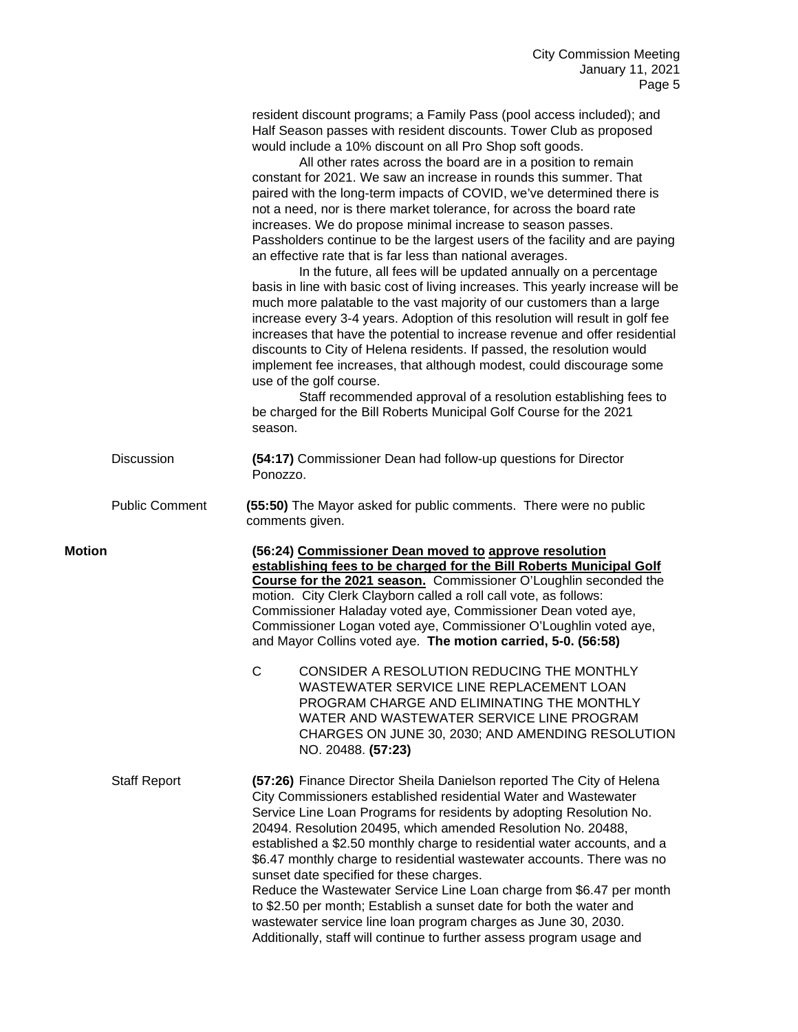resident discount programs; a Family Pass (pool access included); and Half Season passes with resident discounts. Tower Club as proposed would include a 10% discount on all Pro Shop soft goods.

All other rates across the board are in a position to remain constant for 2021. We saw an increase in rounds this summer. That paired with the long-term impacts of COVID, we've determined there is not a need, nor is there market tolerance, for across the board rate increases. We do propose minimal increase to season passes. Passholders continue to be the largest users of the facility and are paying an effective rate that is far less than national averages.

In the future, all fees will be updated annually on a percentage basis in line with basic cost of living increases. This yearly increase will be much more palatable to the vast majority of our customers than a large increase every 3-4 years. Adoption of this resolution will result in golf fee increases that have the potential to increase revenue and offer residential discounts to City of Helena residents. If passed, the resolution would implement fee increases, that although modest, could discourage some use of the golf course.

Staff recommended approval of a resolution establishing fees to be charged for the Bill Roberts Municipal Golf Course for the 2021 season.

Discussion **(54:17)** Commissioner Dean had follow-up questions for Director Ponozzo.

Public Comment **(55:50)** The Mayor asked for public comments. There were no public comments given.

**Motion** **(56:24) Commissioner Dean moved to approve resolution establishing fees to be charged for the Bill Roberts Municipal Golf Course for the 2021 season.** Commissioner O'Loughlin seconded the motion. City Clerk Clayborn called a roll call vote, as follows: Commissioner Haladay voted aye, Commissioner Dean voted aye, Commissioner Logan voted aye, Commissioner O'Loughlin voted aye, and Mayor Collins voted aye. **The motion carried, 5-0. (56:58)**

C CONSIDER A RESOLUTION REDUCING THE MONTHLY WASTEWATER SERVICE LINE REPLACEMENT LOAN PROGRAM CHARGE AND ELIMINATING THE MONTHLY WATER AND WASTEWATER SERVICE LINE PROGRAM CHARGES ON JUNE 30, 2030; AND AMENDING RESOLUTION NO. 20488. **(57:23)**

Staff Report **(57:26)** Finance Director Sheila Danielson reported The City of Helena City Commissioners established residential Water and Wastewater Service Line Loan Programs for residents by adopting Resolution No. 20494. Resolution 20495, which amended Resolution No. 20488, established a $2.50 monthly charge to residential water accounts, and a $6.47 monthly charge to residential wastewater accounts. There was no sunset date specified for these charges.
Reduce the Wastewater Service Line Loan charge from $6.47 per month to $2.50 per month; Establish a sunset date for both the water and wastewater service line loan program charges as June 30, 2030. Additionally, staff will continue to further assess program usage and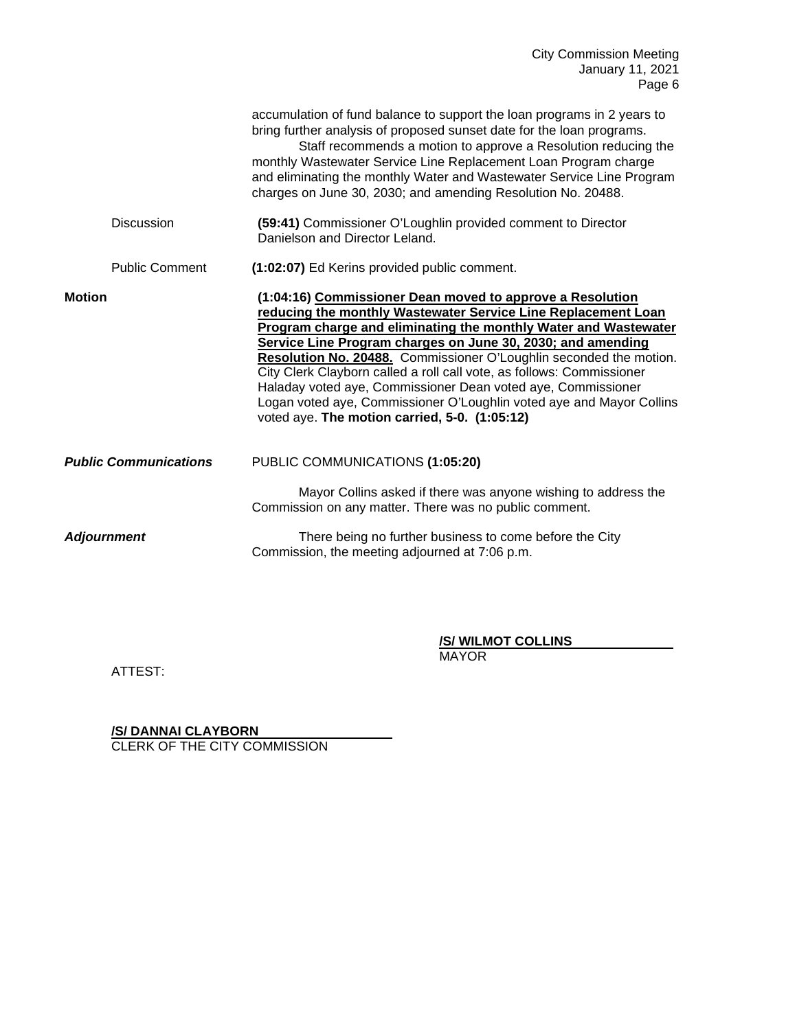accumulation of fund balance to support the loan programs in 2 years to bring further analysis of proposed sunset date for the loan programs.

Staff recommends a motion to approve a Resolution reducing the monthly Wastewater Service Line Replacement Loan Program charge and eliminating the monthly Water and Wastewater Service Line Program charges on June 30, 2030; and amending Resolution No. 20488.

Discussion **(59:41)** Commissioner O'Loughlin provided comment to Director Danielson and Director Leland.

Public Comment **(1:02:07)** Ed Kerins provided public comment.

**Motion** **(1:04:16) <u>Commissioner Dean moved to approve a Resolution reducing the monthly Wastewater Service Line Replacement Loan Program charge and eliminating the monthly Water and Wastewater Service Line Program charges on June 30, 2030; and amending Resolution No. 20488.</u>** Commissioner O'Loughlin seconded the motion. City Clerk Clayborn called a roll call vote, as follows: Commissioner Haladay voted aye, Commissioner Dean voted aye, Commissioner Logan voted aye, Commissioner O'Loughlin voted aye and Mayor Collins voted aye. **The motion carried, 5-0. (1:05:12)**

***Public Communications*** PUBLIC COMMUNICATIONS **(1:05:20)**

Mayor Collins asked if there was anyone wishing to address the Commission on any matter. There was no public comment.

***Adjournment*** There being no further business to come before the City Commission, the meeting adjourned at 7:06 p.m.

**/S/ WILMOT COLLINS**
MAYOR

ATTEST:

**/S/ DANNAI CLAYBORN**
CLERK OF THE CITY COMMISSION